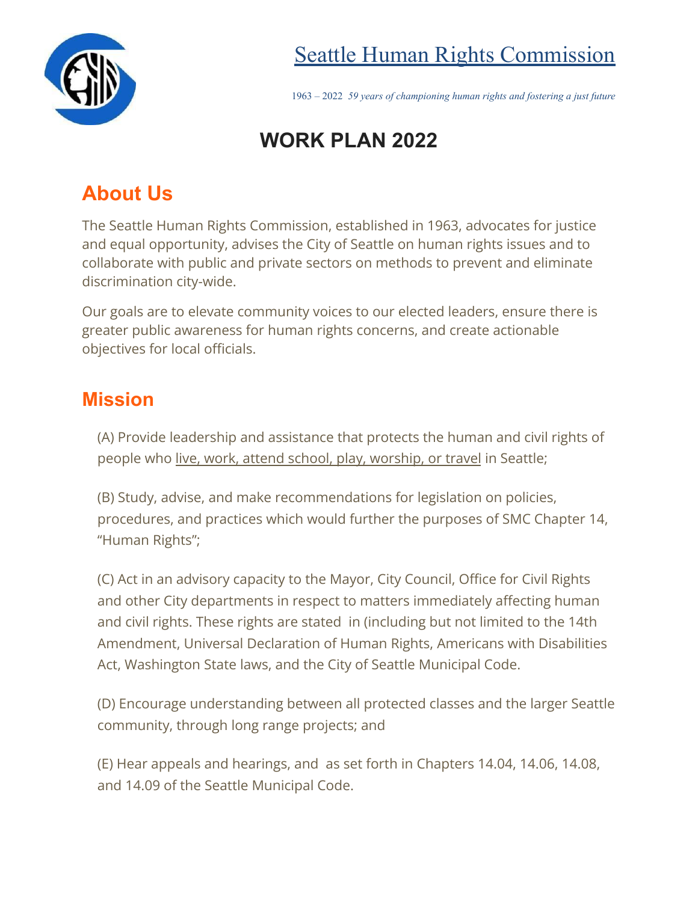# Seattle Human Rights Commission

1963 – 2022 *59 years of championing human rights and fostering a just future*

# WORK PLAN 2022

## About Us

The Seattle Human Rights Commission, established in 1963, advocates for justice and equal opportunity, advises the City of Seattle on human rights issues and to collaborate with public and private sectors on methods to prevent and eliminate discrimination city-wide.

Our goals are to elevate community voices to our elected leaders, ensure there is greater public awareness for human rights concerns, and create actionable objectives for local officials.

## Mission

(A) Provide leadership and assistance that protects the human and civil rights of people who live, work, attend school, play, worship, or travel in Seattle;

(B) Study, advise, and make recommendations for legislation on policies, procedures, and practices which would further the purposes of SMC Chapter 14, "Human Rights";

(C) Act in an advisory capacity to the Mayor, City Council, Office for Civil Rights and other City departments in respect to matters immediately affecting human and civil rights. These rights are stated in (including but not limited to the 14th Amendment, Universal Declaration of Human Rights, Americans with Disabilities Act, Washington State laws, and the City of Seattle Municipal Code.

(D) Encourage understanding between all protected classes and the larger Seattle community, through long range projects; and

(E) Hear appeals and hearings, and as set forth in Chapters 14.04, 14.06, 14.08, and 14.09 of the Seattle Municipal Code.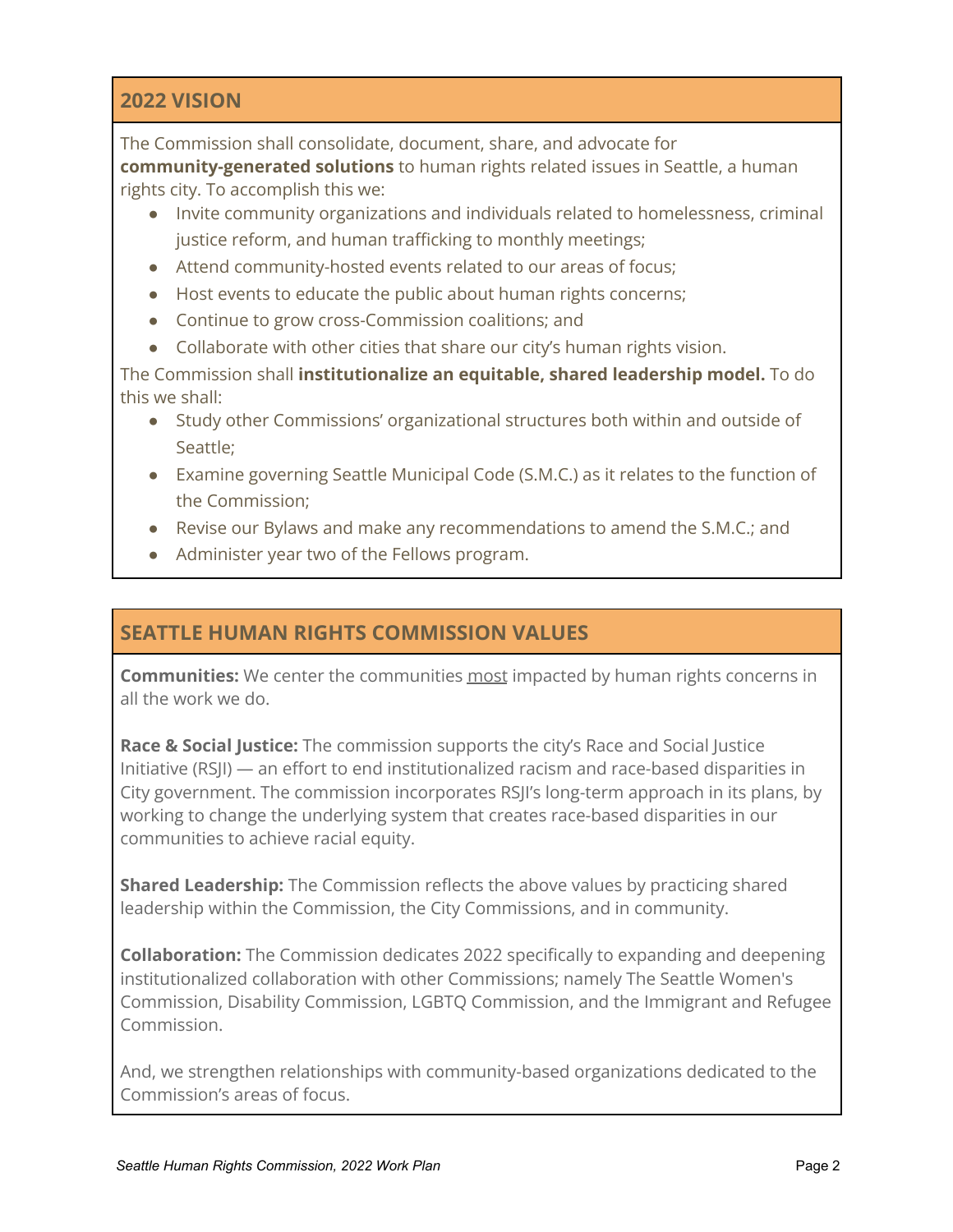## 2022 VISION

The Commission shall consolidate, document, share, and advocate for **community-generated solutions** to human rights related issues in Seattle, a human rights city. To accomplish this we:

- Invite community organizations and individuals related to homelessness, criminal justice reform, and human trafficking to monthly meetings;
- Attend community-hosted events related to our areas of focus;
- Host events to educate the public about human rights concerns;
- Continue to grow cross-Commission coalitions; and
- Collaborate with other cities that share our city's human rights vision.

The Commission shall **institutionalize an equitable, shared leadership model.** To do this we shall:

- Study other Commissions' organizational structures both within and outside of Seattle;
- Examine governing Seattle Municipal Code (S.M.C.) as it relates to the function of the Commission;
- Revise our Bylaws and make any recommendations to amend the S.M.C.; and
- Administer year two of the Fellows program.

## SEATTLE HUMAN RIGHTS COMMISSION VALUES

**Communities:** We center the communities <u>most</u> impacted by human rights concerns in all the work we do.

**Race & Social Justice:** The commission supports the city's Race and Social Justice Initiative (RSJI) — an effort to end institutionalized racism and race-based disparities in City government. The commission incorporates RSJI's long-term approach in its plans, by working to change the underlying system that creates race-based disparities in our communities to achieve racial equity.

**Shared Leadership:** The Commission reflects the above values by practicing shared leadership within the Commission, the City Commissions, and in community.

**Collaboration:** The Commission dedicates 2022 specifically to expanding and deepening institutionalized collaboration with other Commissions; namely The Seattle Women's Commission, Disability Commission, LGBTQ Commission, and the Immigrant and Refugee Commission.

And, we strengthen relationships with community-based organizations dedicated to the Commission's areas of focus.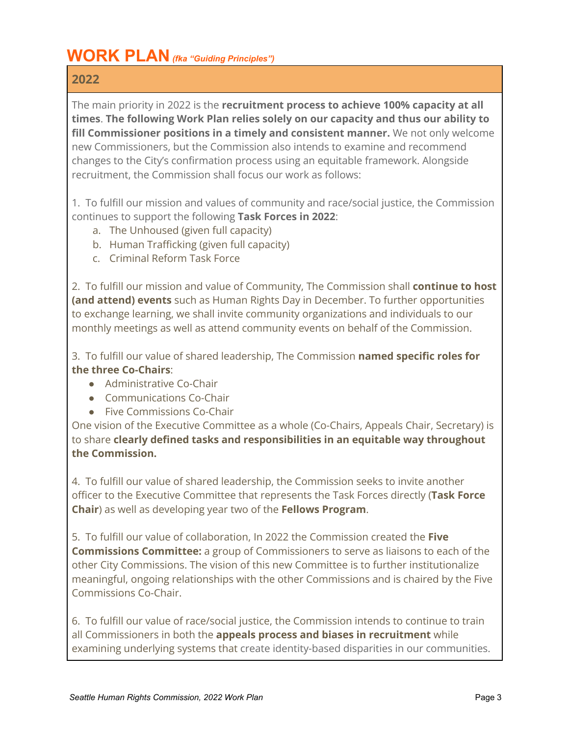# WORK PLAN *(fka "Guiding Principles")*

## 2022

The main priority in 2022 is the **recruitment process to achieve 100% capacity at all times**. **The following Work Plan relies solely on our capacity and thus our ability to fill Commissioner positions in a timely and consistent manner.** We not only welcome new Commissioners, but the Commission also intends to examine and recommend changes to the City's confirmation process using an equitable framework. Alongside recruitment, the Commission shall focus our work as follows:

1. To fulfill our mission and values of community and race/social justice, the Commission continues to support the following **Task Forces in 2022**:
   a. The Unhoused (given full capacity)
   b. Human Trafficking (given full capacity)
   c. Criminal Reform Task Force

2. To fulfill our mission and value of Community, The Commission shall **continue to host (and attend) events** such as Human Rights Day in December. To further opportunities to exchange learning, we shall invite community organizations and individuals to our monthly meetings as well as attend community events on behalf of the Commission.

3. To fulfill our value of shared leadership, The Commission **named specific roles for the three Co-Chairs**:
   - Administrative Co-Chair
   - Communications Co-Chair
   - Five Commissions Co-Chair

   One vision of the Executive Committee as a whole (Co-Chairs, Appeals Chair, Secretary) is to share **clearly defined tasks and responsibilities in an equitable way throughout the Commission.**

4. To fulfill our value of shared leadership, the Commission seeks to invite another officer to the Executive Committee that represents the Task Forces directly (**Task Force Chair**) as well as developing year two of the **Fellows Program**.

5. To fulfill our value of collaboration, In 2022 the Commission created the **Five Commissions Committee:** a group of Commissioners to serve as liaisons to each of the other City Commissions. The vision of this new Committee is to further institutionalize meaningful, ongoing relationships with the other Commissions and is chaired by the Five Commissions Co-Chair.

6. To fulfill our value of race/social justice, the Commission intends to continue to train all Commissioners in both the **appeals process and biases in recruitment** while examining underlying systems that create identity-based disparities in our communities.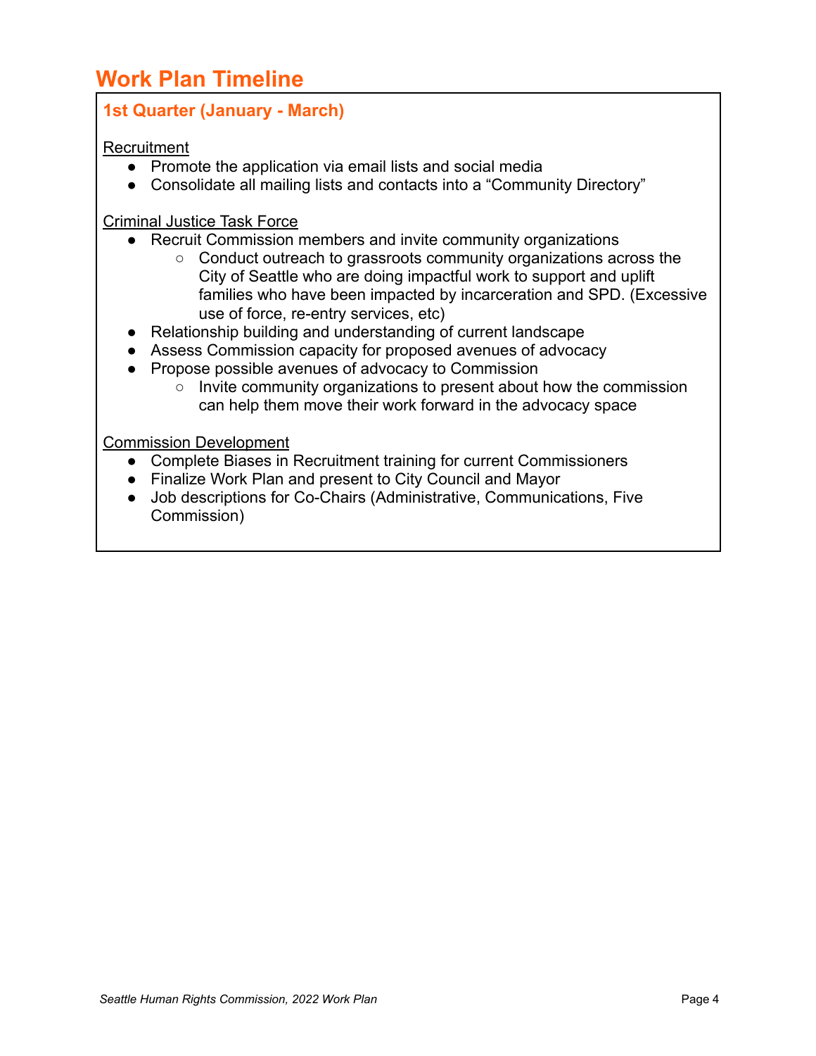# Work Plan Timeline

## 1st Quarter (January - March)

Recruitment

- Promote the application via email lists and social media
- Consolidate all mailing lists and contacts into a "Community Directory"

Criminal Justice Task Force

- Recruit Commission members and invite community organizations
  - Conduct outreach to grassroots community organizations across the City of Seattle who are doing impactful work to support and uplift families who have been impacted by incarceration and SPD. (Excessive use of force, re-entry services, etc)
- Relationship building and understanding of current landscape
- Assess Commission capacity for proposed avenues of advocacy
- Propose possible avenues of advocacy to Commission
  - Invite community organizations to present about how the commission can help them move their work forward in the advocacy space

Commission Development

- Complete Biases in Recruitment training for current Commissioners
- Finalize Work Plan and present to City Council and Mayor
- Job descriptions for Co-Chairs (Administrative, Communications, Five Commission)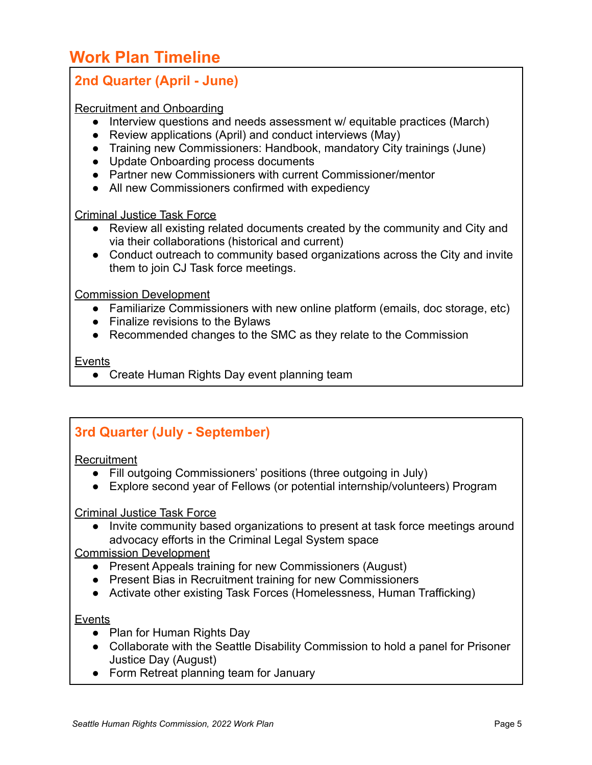# Work Plan Timeline

## 2nd Quarter (April - June)

Recruitment and Onboarding

- Interview questions and needs assessment w/ equitable practices (March)
- Review applications (April) and conduct interviews (May)
- Training new Commissioners: Handbook, mandatory City trainings (June)
- Update Onboarding process documents
- Partner new Commissioners with current Commissioner/mentor
- All new Commissioners confirmed with expediency

Criminal Justice Task Force

- Review all existing related documents created by the community and City and via their collaborations (historical and current)
- Conduct outreach to community based organizations across the City and invite them to join CJ Task force meetings.

Commission Development

- Familiarize Commissioners with new online platform (emails, doc storage, etc)
- Finalize revisions to the Bylaws
- Recommended changes to the SMC as they relate to the Commission

Events

- Create Human Rights Day event planning team

## 3rd Quarter (July - September)

Recruitment

- Fill outgoing Commissioners' positions (three outgoing in July)
- Explore second year of Fellows (or potential internship/volunteers) Program

Criminal Justice Task Force

- Invite community based organizations to present at task force meetings around advocacy efforts in the Criminal Legal System space

Commission Development

- Present Appeals training for new Commissioners (August)
- Present Bias in Recruitment training for new Commissioners
- Activate other existing Task Forces (Homelessness, Human Trafficking)

Events

- Plan for Human Rights Day
- Collaborate with the Seattle Disability Commission to hold a panel for Prisoner Justice Day (August)
- Form Retreat planning team for January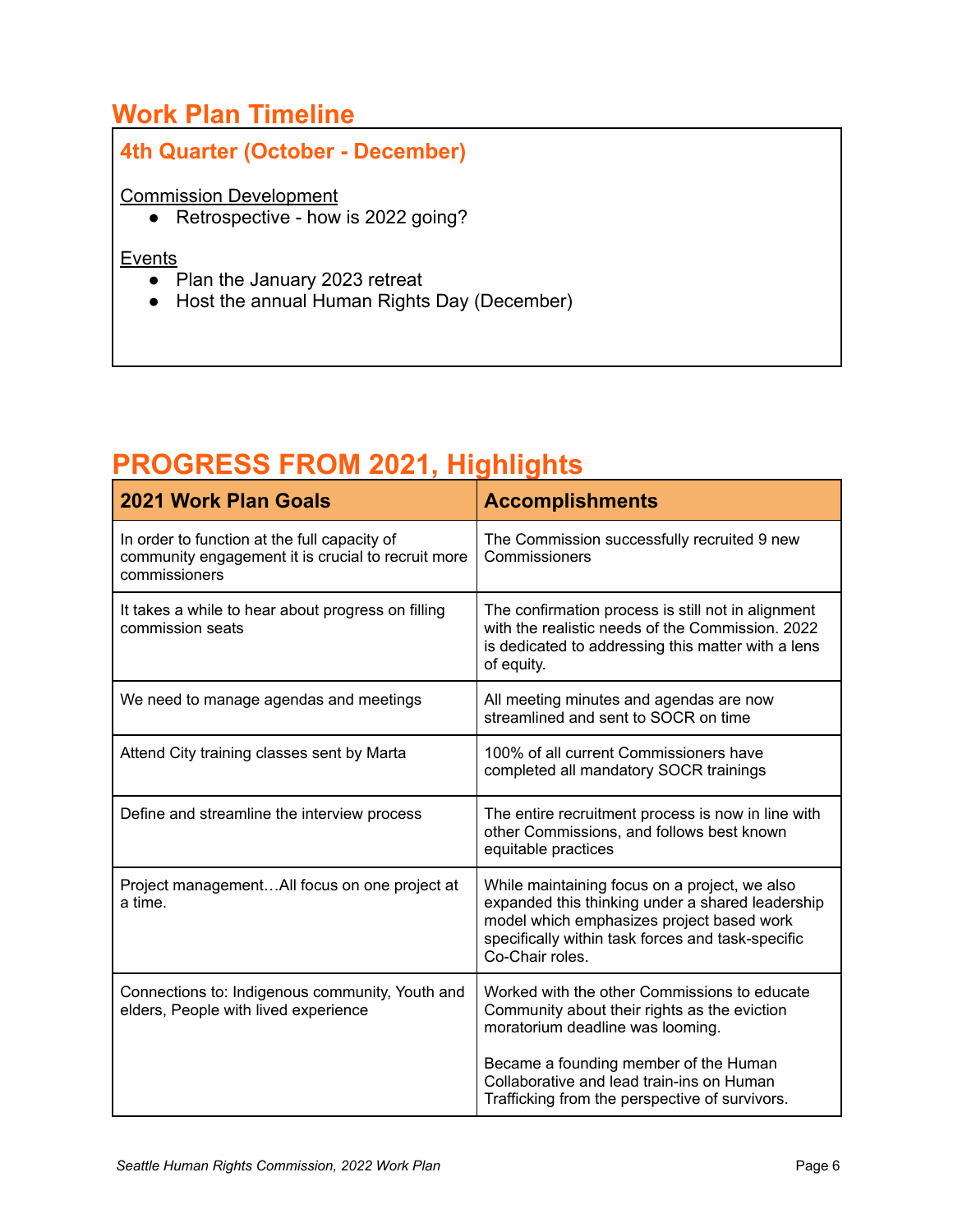## Work Plan Timeline

### 4th Quarter (October - December)

<u>Commission Development</u>

- Retrospective - how is 2022 going?

<u>Events</u>

- Plan the January 2023 retreat
- Host the annual Human Rights Day (December)

## PROGRESS FROM 2021, Highlights

| 2021 Work Plan Goals | Accomplishments |
|---|---|
| In order to function at the full capacity of community engagement it is crucial to recruit more commissioners | The Commission successfully recruited 9 new Commissioners |
| It takes a while to hear about progress on filling commission seats | The confirmation process is still not in alignment with the realistic needs of the Commission. 2022 is dedicated to addressing this matter with a lens of equity. |
| We need to manage agendas and meetings | All meeting minutes and agendas are now streamlined and sent to SOCR on time |
| Attend City training classes sent by Marta | 100% of all current Commissioners have completed all mandatory SOCR trainings |
| Define and streamline the interview process | The entire recruitment process is now in line with other Commissions, and follows best known equitable practices |
| Project management…All focus on one project at a time. | While maintaining focus on a project, we also expanded this thinking under a shared leadership model which emphasizes project based work specifically within task forces and task-specific Co-Chair roles. |
| Connections to: Indigenous community, Youth and elders, People with lived experience | Worked with the other Commissions to educate Community about their rights as the eviction moratorium deadline was looming.<br><br>Became a founding member of the Human Collaborative and lead train-ins on Human Trafficking from the perspective of survivors. |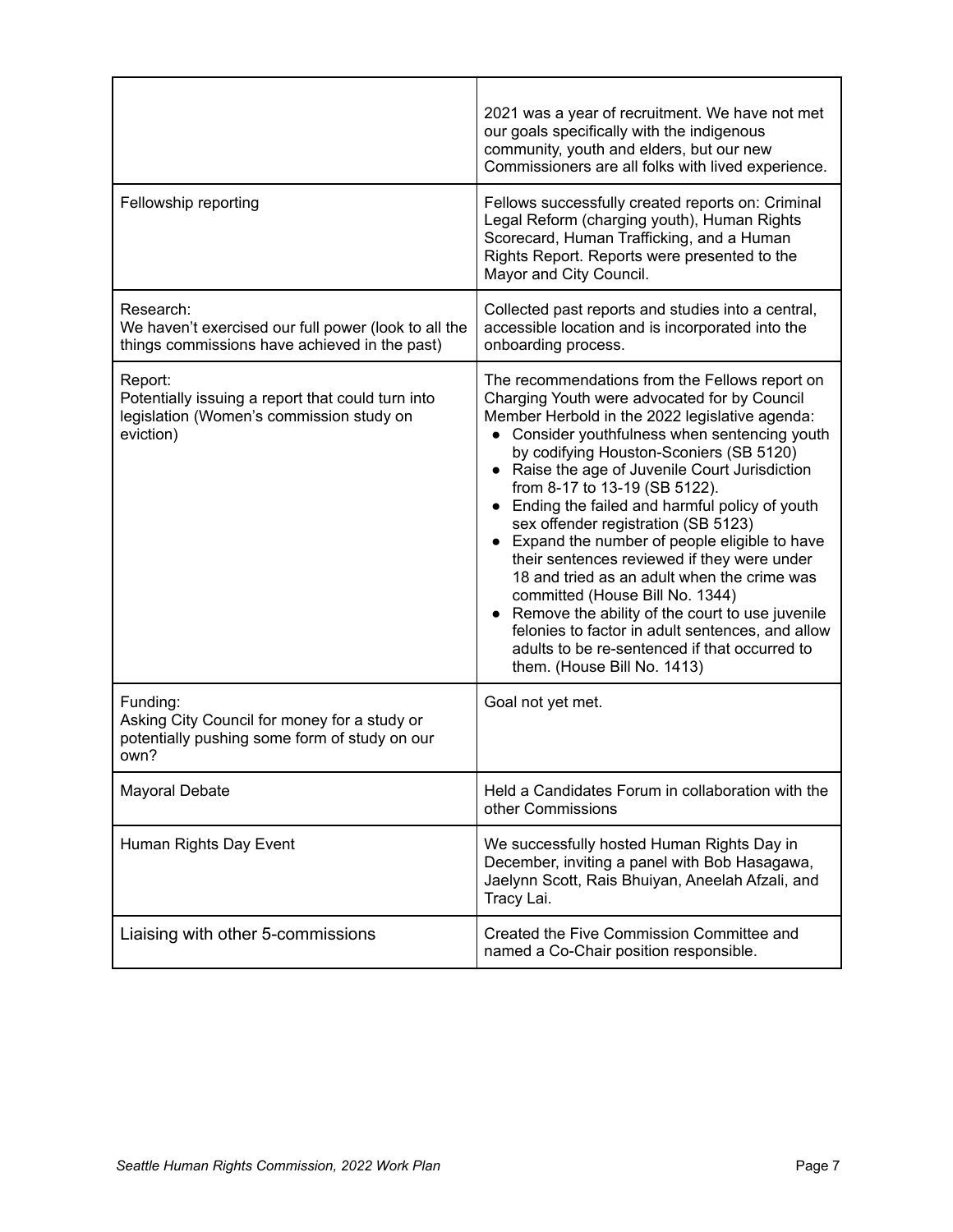| | |
|---|---|
| | 2021 was a year of recruitment. We have not met our goals specifically with the indigenous community, youth and elders, but our new Commissioners are all folks with lived experience. |
| Fellowship reporting | Fellows successfully created reports on: Criminal Legal Reform (charging youth), Human Rights Scorecard, Human Trafficking, and a Human Rights Report. Reports were presented to the Mayor and City Council. |
| Research:<br>We haven't exercised our full power (look to all the things commissions have achieved in the past) | Collected past reports and studies into a central, accessible location and is incorporated into the onboarding process. |
| Report:<br>Potentially issuing a report that could turn into legislation (Women's commission study on eviction) | The recommendations from the Fellows report on Charging Youth were advocated for by Council Member Herbold in the 2022 legislative agenda:<br>• Consider youthfulness when sentencing youth by codifying Houston-Sconiers (SB 5120)<br>• Raise the age of Juvenile Court Jurisdiction from 8-17 to 13-19 (SB 5122).<br>• Ending the failed and harmful policy of youth sex offender registration (SB 5123)<br>• Expand the number of people eligible to have their sentences reviewed if they were under 18 and tried as an adult when the crime was committed (House Bill No. 1344)<br>• Remove the ability of the court to use juvenile felonies to factor in adult sentences, and allow adults to be re-sentenced if that occurred to them. (House Bill No. 1413) |
| Funding:<br>Asking City Council for money for a study or potentially pushing some form of study on our own? | Goal not yet met. |
| Mayoral Debate | Held a Candidates Forum in collaboration with the other Commissions |
| Human Rights Day Event | We successfully hosted Human Rights Day in December, inviting a panel with Bob Hasagawa, Jaelynn Scott, Rais Bhuiyan, Aneelah Afzali, and Tracy Lai. |
| Liaising with other 5-commissions | Created the Five Commission Committee and named a Co-Chair position responsible. |